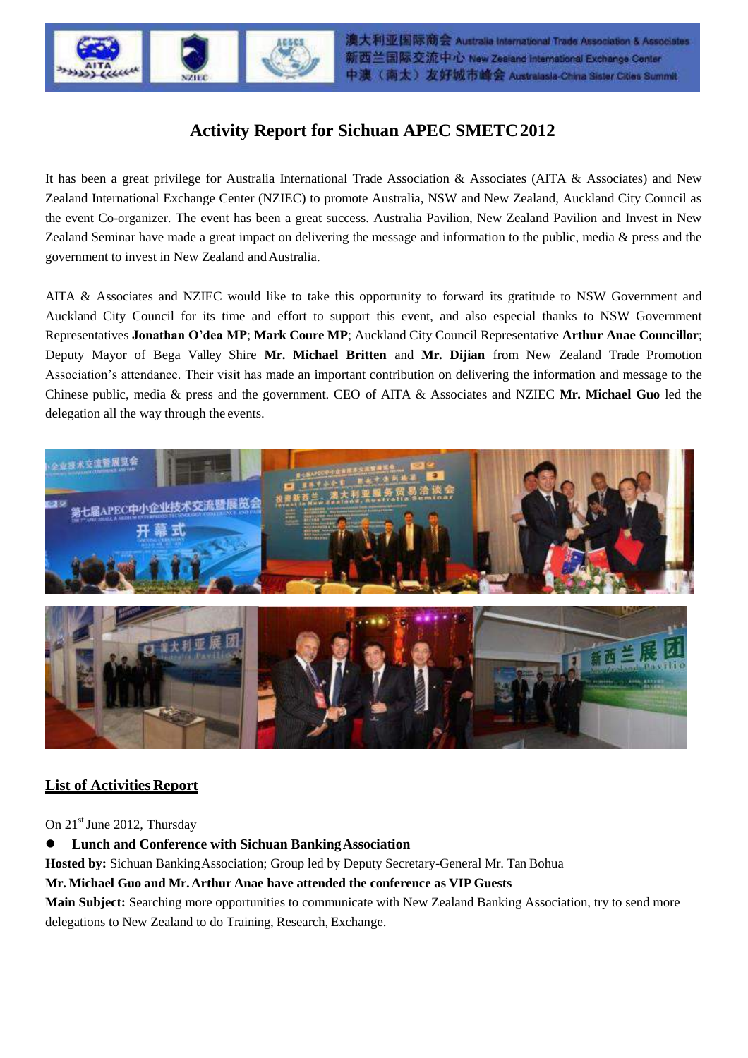# Activity Report for Sichuan APEC SMETC 2012

It has been a great privilege for Australia International Trade Association & Associates (AITA & Associates) and New Zealand International Exchange Center (NZIEC) to promote Australia, NSW and New Zealand, Auckland City Council as the event Co-organizer. The event has been a great success. Australia Pavilion, New Zealand Pavilion and Invest in New Zealand Seminar have made a great impact on delivering the message and information to the public, media & press and the government to invest in New Zealand and Australia.

AITA & Associates and NZIEC would like to take this opportunity to forward its gratitude to NSW Government and Auckland City Council for its time and effort to support this event, and also especial thanks to NSW Government Representatives **Jonathan O'dea MP**; **Mark Coure MP**; Auckland City Council Representative **Arthur Anae Councillor**; Deputy Mayor of Bega Valley Shire **Mr. Michael Britten** and **Mr. Dijian** from New Zealand Trade Promotion Association's attendance. Their visit has made an important contribution on delivering the information and message to the Chinese public, media & press and the government. CEO of AITA & Associates and NZIEC **Mr. Michael Guo** led the delegation all the way through the events.

## List of Activities Report

On 21st June 2012, Thursday

- **Lunch and Conference with Sichuan Banking Association**

**Hosted by:** Sichuan Banking Association; Group led by Deputy Secretary-General Mr. Tan Bohua

**Mr. Michael Guo and Mr. Arthur Anae have attended the conference as VIP Guests**

**Main Subject:** Searching more opportunities to communicate with New Zealand Banking Association, try to send more delegations to New Zealand to do Training, Research, Exchange.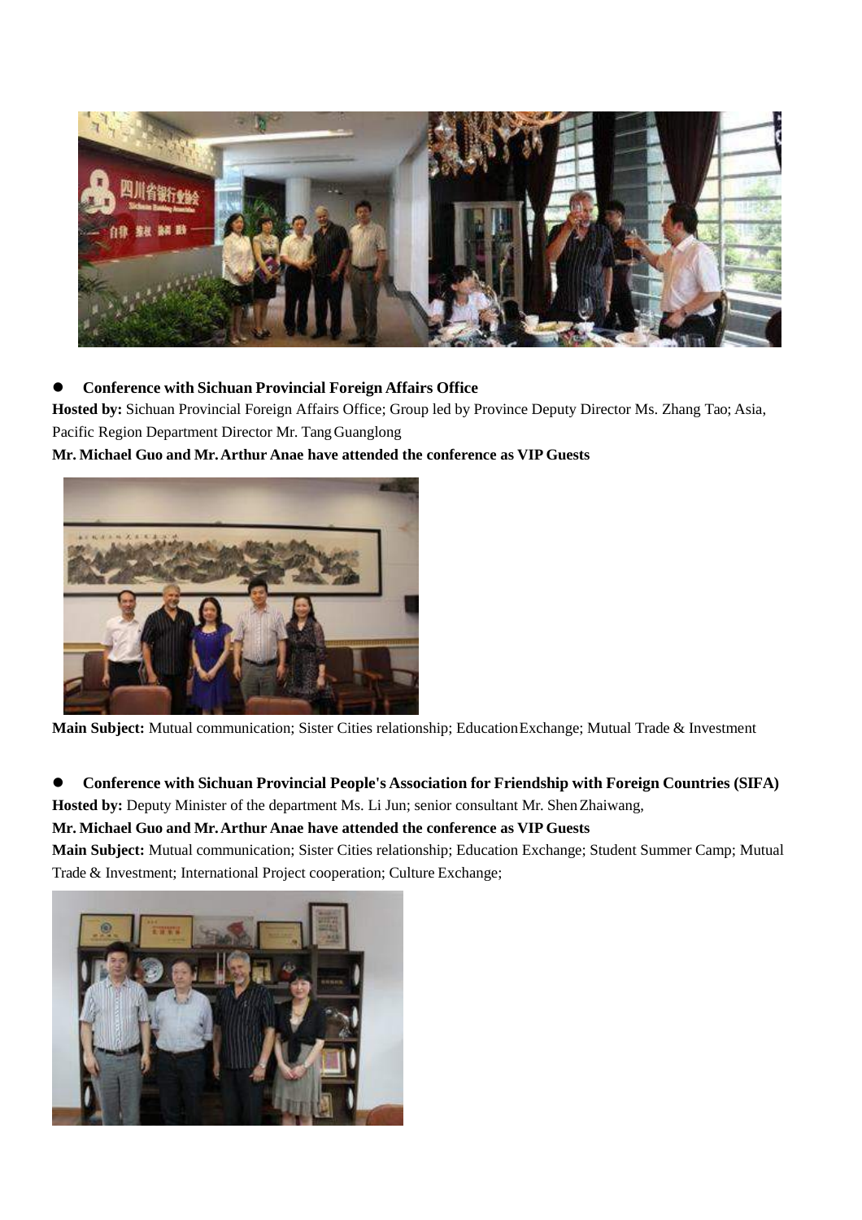- **Conference with Sichuan Provincial Foreign Affairs Office**

**Hosted by:** Sichuan Provincial Foreign Affairs Office; Group led by Province Deputy Director Ms. Zhang Tao; Asia, Pacific Region Department Director Mr. Tang Guanglong

**Mr. Michael Guo and Mr. Arthur Anae have attended the conference as VIP Guests**

**Main Subject:** Mutual communication; Sister Cities relationship; Education Exchange; Mutual Trade & Investment

- **Conference with Sichuan Provincial People's Association for Friendship with Foreign Countries (SIFA)**

**Hosted by:** Deputy Minister of the department Ms. Li Jun; senior consultant Mr. Shen Zhaiwang,

**Mr. Michael Guo and Mr. Arthur Anae have attended the conference as VIP Guests**

**Main Subject:** Mutual communication; Sister Cities relationship; Education Exchange; Student Summer Camp; Mutual Trade & Investment; International Project cooperation; Culture Exchange;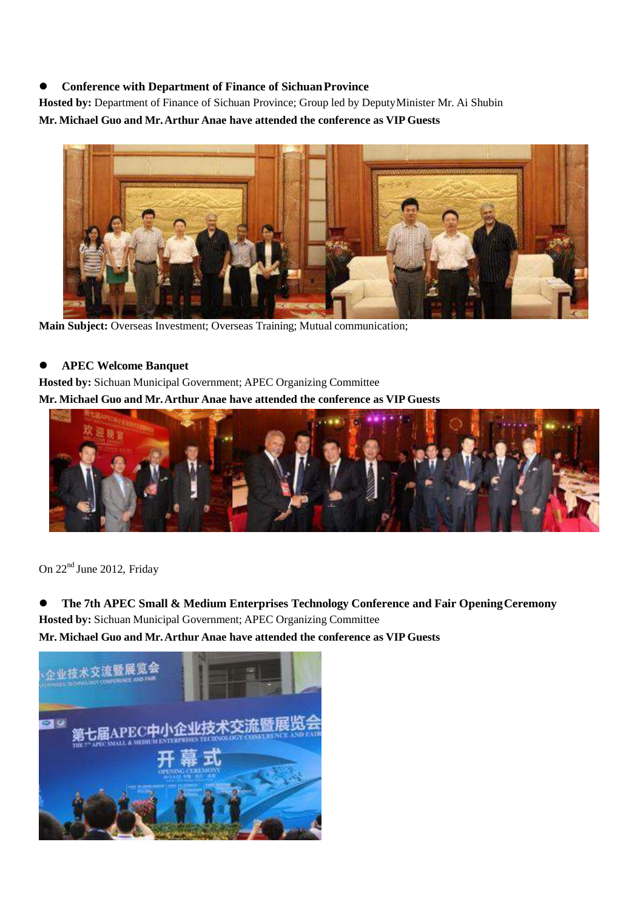- **Conference with Department of Finance of Sichuan Province**

**Hosted by:** Department of Finance of Sichuan Province; Group led by Deputy Minister Mr. Ai Shubin

**Mr. Michael Guo and Mr. Arthur Anae have attended the conference as VIP Guests**

**Main Subject:** Overseas Investment; Overseas Training; Mutual communication;

- **APEC Welcome Banquet**

**Hosted by:** Sichuan Municipal Government; APEC Organizing Committee

**Mr. Michael Guo and Mr. Arthur Anae have attended the conference as VIP Guests**

On 22nd June 2012, Friday

- **The 7th APEC Small & Medium Enterprises Technology Conference and Fair Opening Ceremony**

**Hosted by:** Sichuan Municipal Government; APEC Organizing Committee

**Mr. Michael Guo and Mr. Arthur Anae have attended the conference as VIP Guests**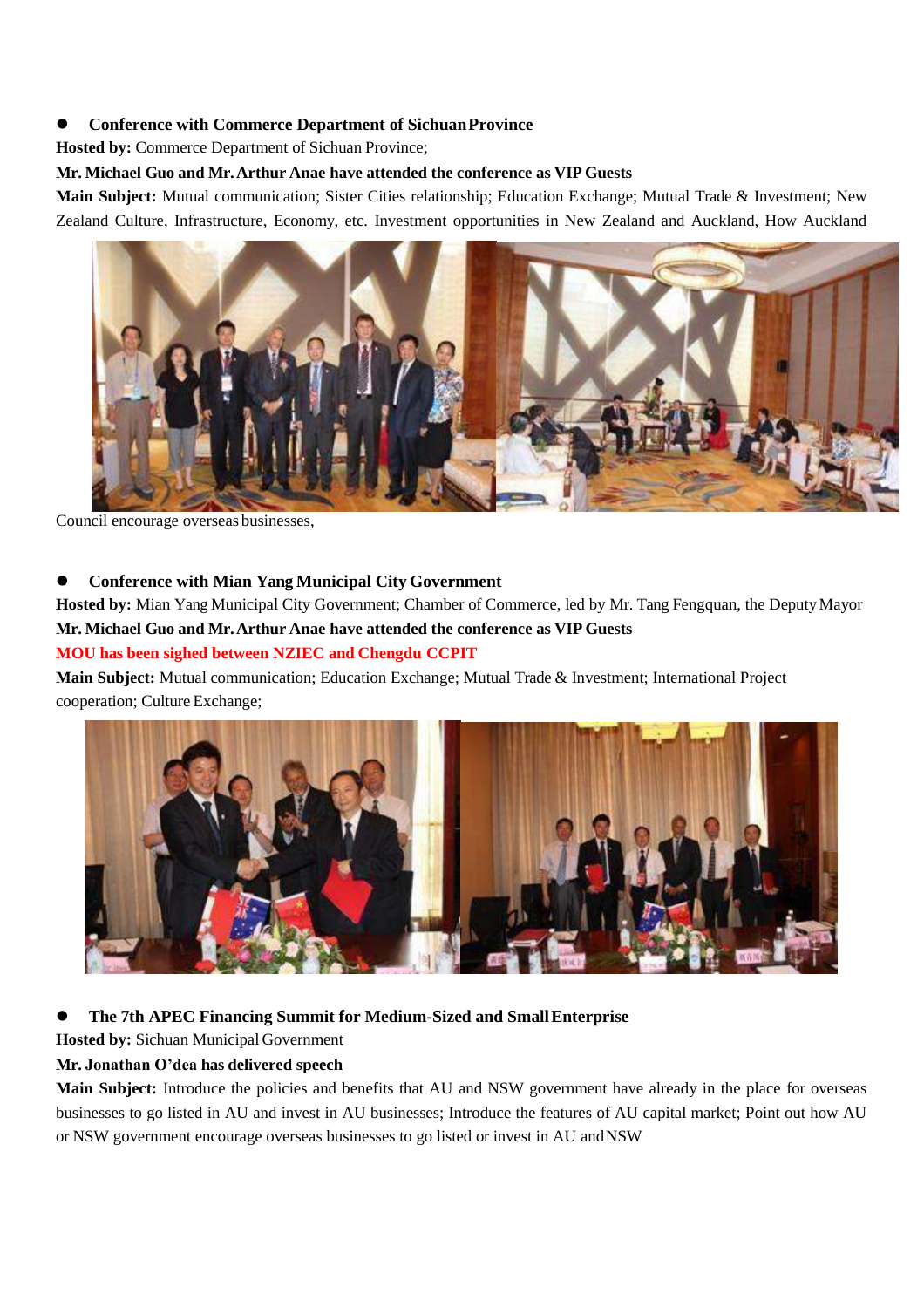- **Conference with Commerce Department of Sichuan Province**

**Hosted by:** Commerce Department of Sichuan Province;

**Mr. Michael Guo and Mr. Arthur Anae have attended the conference as VIP Guests**

**Main Subject:** Mutual communication; Sister Cities relationship; Education Exchange; Mutual Trade & Investment; New Zealand Culture, Infrastructure, Economy, etc. Investment opportunities in New Zealand and Auckland, How Auckland Council encourage overseas businesses,

- **Conference with Mian Yang Municipal City Government**

**Hosted by:** Mian Yang Municipal City Government; Chamber of Commerce, led by Mr. Tang Fengquan, the Deputy Mayor

**Mr. Michael Guo and Mr. Arthur Anae have attended the conference as VIP Guests**

**MOU has been sighed between NZIEC and Chengdu CCPIT**

**Main Subject:** Mutual communication; Education Exchange; Mutual Trade & Investment; International Project cooperation; Culture Exchange;

- **The 7th APEC Financing Summit for Medium-Sized and Small Enterprise**

**Hosted by:** Sichuan Municipal Government

**Mr. Jonathan O'dea has delivered speech**

**Main Subject:** Introduce the policies and benefits that AU and NSW government have already in the place for overseas businesses to go listed in AU and invest in AU businesses; Introduce the features of AU capital market; Point out how AU or NSW government encourage overseas businesses to go listed or invest in AU and NSW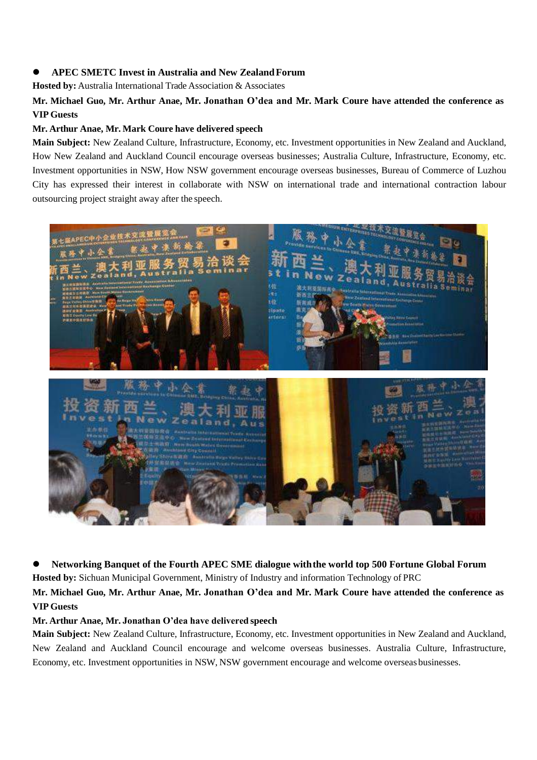- **APEC SMETC Invest in Australia and New Zealand Forum**

**Hosted by:** Australia International Trade Association & Associates

**Mr. Michael Guo, Mr. Arthur Anae, Mr. Jonathan O'dea and Mr. Mark Coure have attended the conference as VIP Guests**

**Mr. Arthur Anae, Mr. Mark Coure have delivered speech**

**Main Subject:** New Zealand Culture, Infrastructure, Economy, etc. Investment opportunities in New Zealand and Auckland, How New Zealand and Auckland Council encourage overseas businesses; Australia Culture, Infrastructure, Economy, etc. Investment opportunities in NSW, How NSW government encourage overseas businesses, Bureau of Commerce of Luzhou City has expressed their interest in collaborate with NSW on international trade and international contraction labour outsourcing project straight away after the speech.

- **Networking Banquet of the Fourth APEC SME dialogue with the world top 500 Fortune Global Forum**

**Hosted by:** Sichuan Municipal Government, Ministry of Industry and information Technology of PRC

**Mr. Michael Guo, Mr. Arthur Anae, Mr. Jonathan O'dea and Mr. Mark Coure have attended the conference as VIP Guests**

**Mr. Arthur Anae, Mr. Jonathan O'dea have delivered speech**

**Main Subject:** New Zealand Culture, Infrastructure, Economy, etc. Investment opportunities in New Zealand and Auckland, New Zealand and Auckland Council encourage and welcome overseas businesses. Australia Culture, Infrastructure, Economy, etc. Investment opportunities in NSW, NSW government encourage and welcome overseas businesses.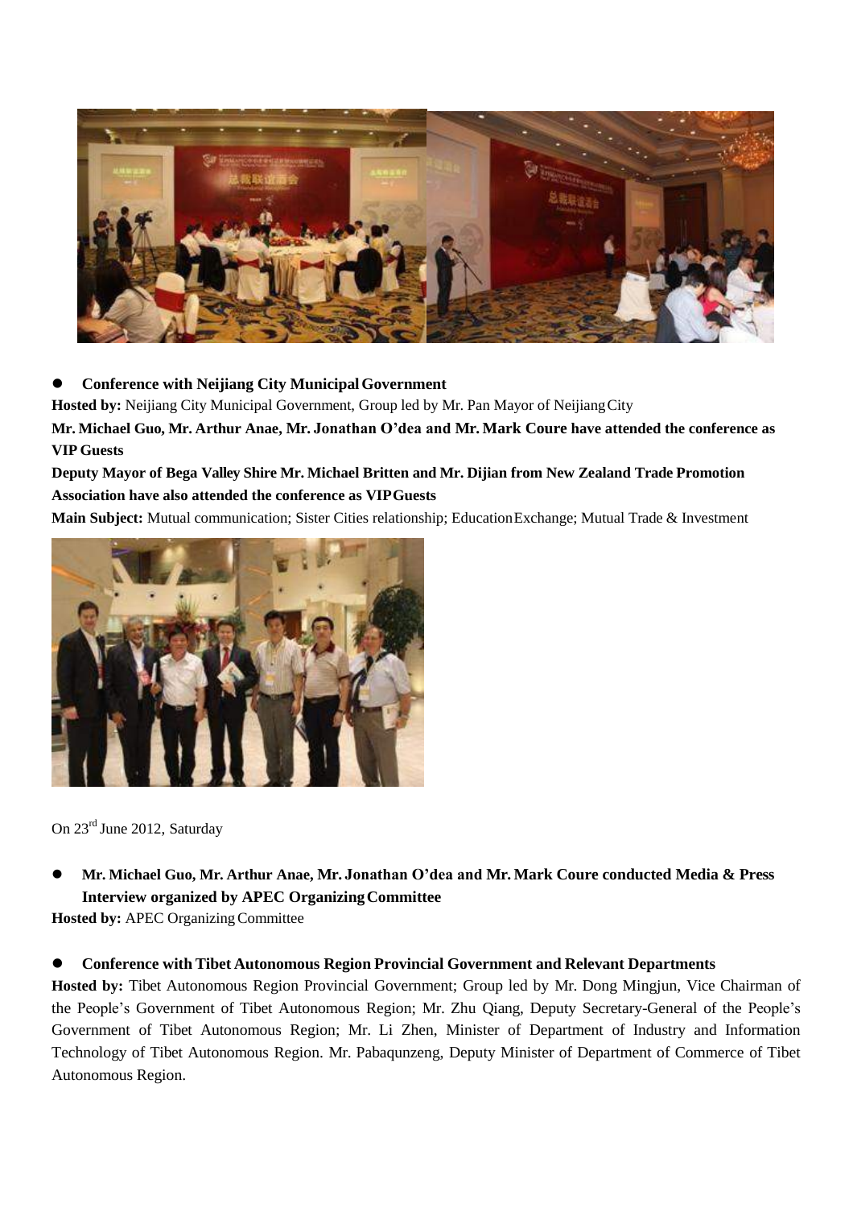- **Conference with Neijiang City Municipal Government**

**Hosted by:** Neijiang City Municipal Government, Group led by Mr. Pan Mayor of Neijiang City

**Mr. Michael Guo, Mr. Arthur Anae, Mr. Jonathan O'dea and Mr. Mark Coure have attended the conference as VIP Guests**

**Deputy Mayor of Bega Valley Shire Mr. Michael Britten and Mr. Dijian from New Zealand Trade Promotion Association have also attended the conference as VIP Guests**

**Main Subject:** Mutual communication; Sister Cities relationship; Education Exchange; Mutual Trade & Investment

On 23rd June 2012, Saturday

- **Mr. Michael Guo, Mr. Arthur Anae, Mr. Jonathan O'dea and Mr. Mark Coure conducted Media & Press Interview organized by APEC Organizing Committee**

**Hosted by:** APEC Organizing Committee

- **Conference with Tibet Autonomous Region Provincial Government and Relevant Departments**

**Hosted by:** Tibet Autonomous Region Provincial Government; Group led by Mr. Dong Mingjun, Vice Chairman of the People's Government of Tibet Autonomous Region; Mr. Zhu Qiang, Deputy Secretary-General of the People's Government of Tibet Autonomous Region; Mr. Li Zhen, Minister of Department of Industry and Information Technology of Tibet Autonomous Region. Mr. Pabaqunzeng, Deputy Minister of Department of Commerce of Tibet Autonomous Region.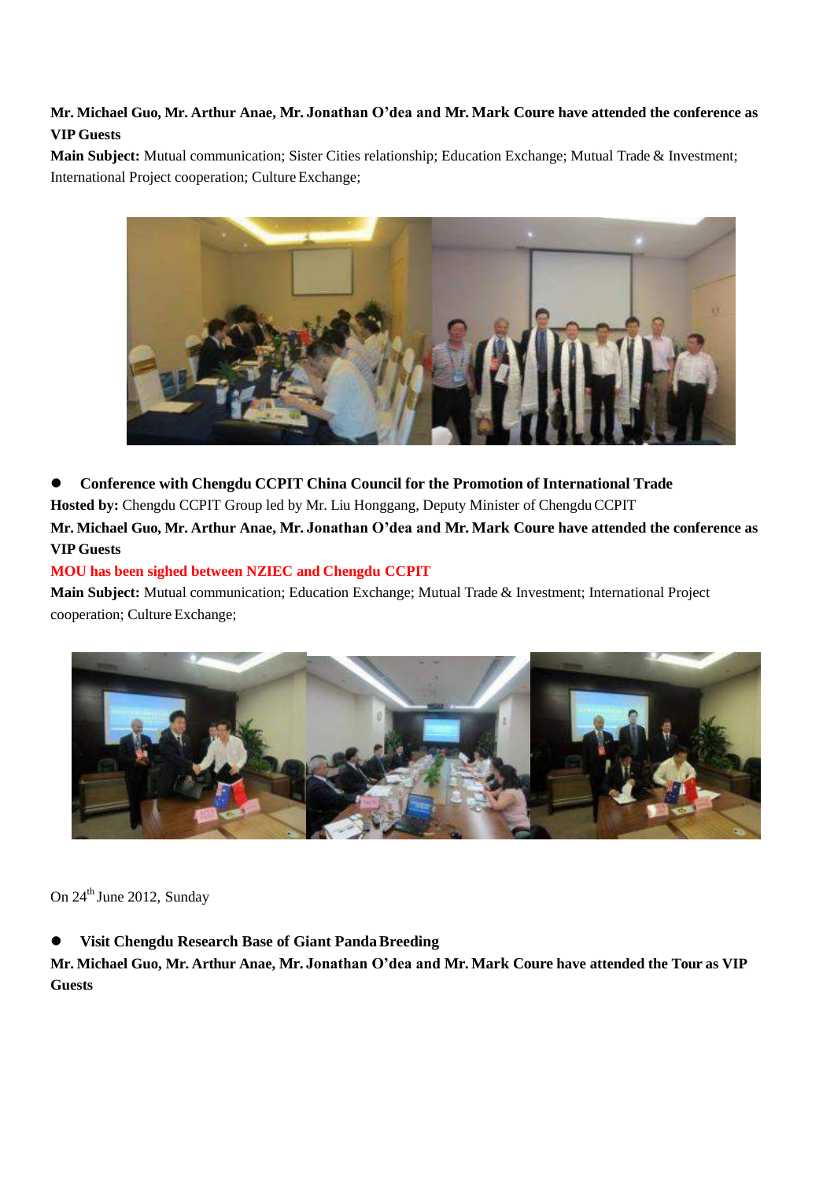**Mr. Michael Guo, Mr. Arthur Anae, Mr. Jonathan O'dea and Mr. Mark Coure have attended the conference as VIP Guests**

**Main Subject:** Mutual communication; Sister Cities relationship; Education Exchange; Mutual Trade & Investment; International Project cooperation; Culture Exchange;

- **Conference with Chengdu CCPIT China Council for the Promotion of International Trade**

**Hosted by:** Chengdu CCPIT Group led by Mr. Liu Honggang, Deputy Minister of Chengdu CCPIT

**Mr. Michael Guo, Mr. Arthur Anae, Mr. Jonathan O'dea and Mr. Mark Coure have attended the conference as VIP Guests**

**MOU has been sighed between NZIEC and Chengdu CCPIT**

**Main Subject:** Mutual communication; Education Exchange; Mutual Trade & Investment; International Project cooperation; Culture Exchange;

On 24th June 2012, Sunday

- **Visit Chengdu Research Base of Giant Panda Breeding**

**Mr. Michael Guo, Mr. Arthur Anae, Mr. Jonathan O'dea and Mr. Mark Coure have attended the Tour as VIP Guests**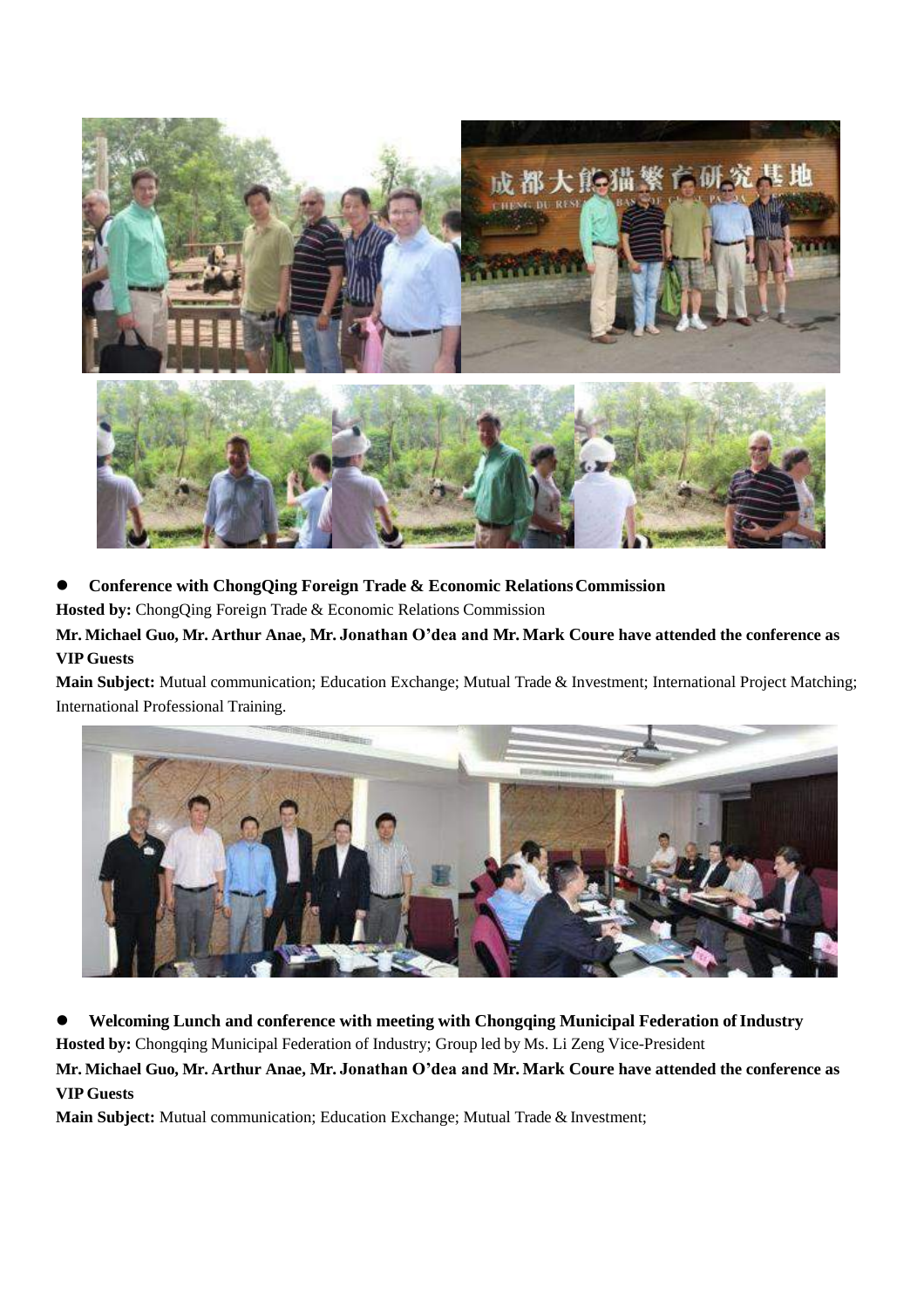- **Conference with ChongQing Foreign Trade & Economic Relations Commission**

**Hosted by:** ChongQing Foreign Trade & Economic Relations Commission

**Mr. Michael Guo, Mr. Arthur Anae, Mr. Jonathan O'dea and Mr. Mark Coure have attended the conference as VIP Guests**

**Main Subject:** Mutual communication; Education Exchange; Mutual Trade & Investment; International Project Matching; International Professional Training.

- **Welcoming Lunch and conference with meeting with Chongqing Municipal Federation of Industry**

**Hosted by:** Chongqing Municipal Federation of Industry; Group led by Ms. Li Zeng Vice-President

**Mr. Michael Guo, Mr. Arthur Anae, Mr. Jonathan O'dea and Mr. Mark Coure have attended the conference as VIP Guests**

**Main Subject:** Mutual communication; Education Exchange; Mutual Trade & Investment;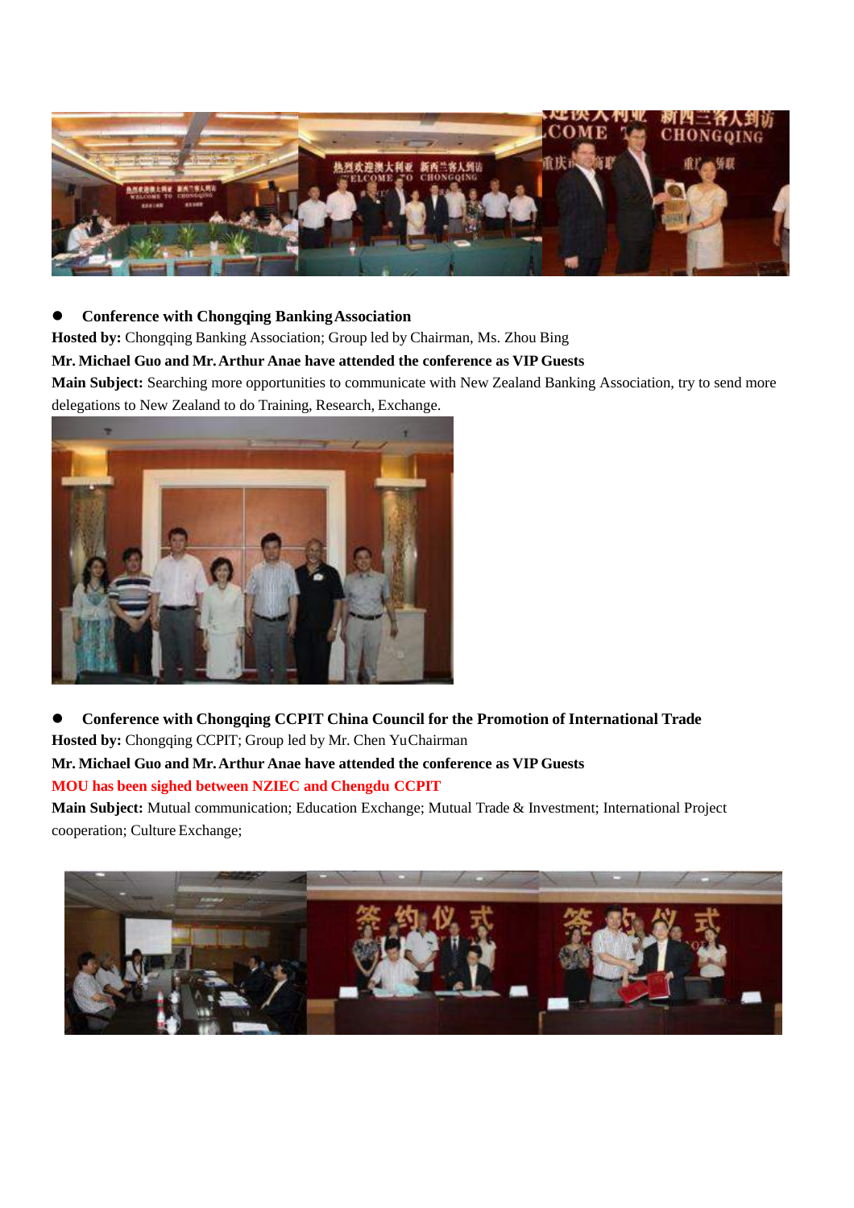- **Conference with Chongqing Banking Association**

**Hosted by:** Chongqing Banking Association; Group led by Chairman, Ms. Zhou Bing

**Mr. Michael Guo and Mr. Arthur Anae have attended the conference as VIP Guests**

**Main Subject:** Searching more opportunities to communicate with New Zealand Banking Association, try to send more delegations to New Zealand to do Training, Research, Exchange.

- **Conference with Chongqing CCPIT China Council for the Promotion of International Trade**

**Hosted by:** Chongqing CCPIT; Group led by Mr. Chen YuChairman

**Mr. Michael Guo and Mr. Arthur Anae have attended the conference as VIP Guests**

**MOU has been sighed between NZIEC and Chengdu CCPIT**

**Main Subject:** Mutual communication; Education Exchange; Mutual Trade & Investment; International Project cooperation; Culture Exchange;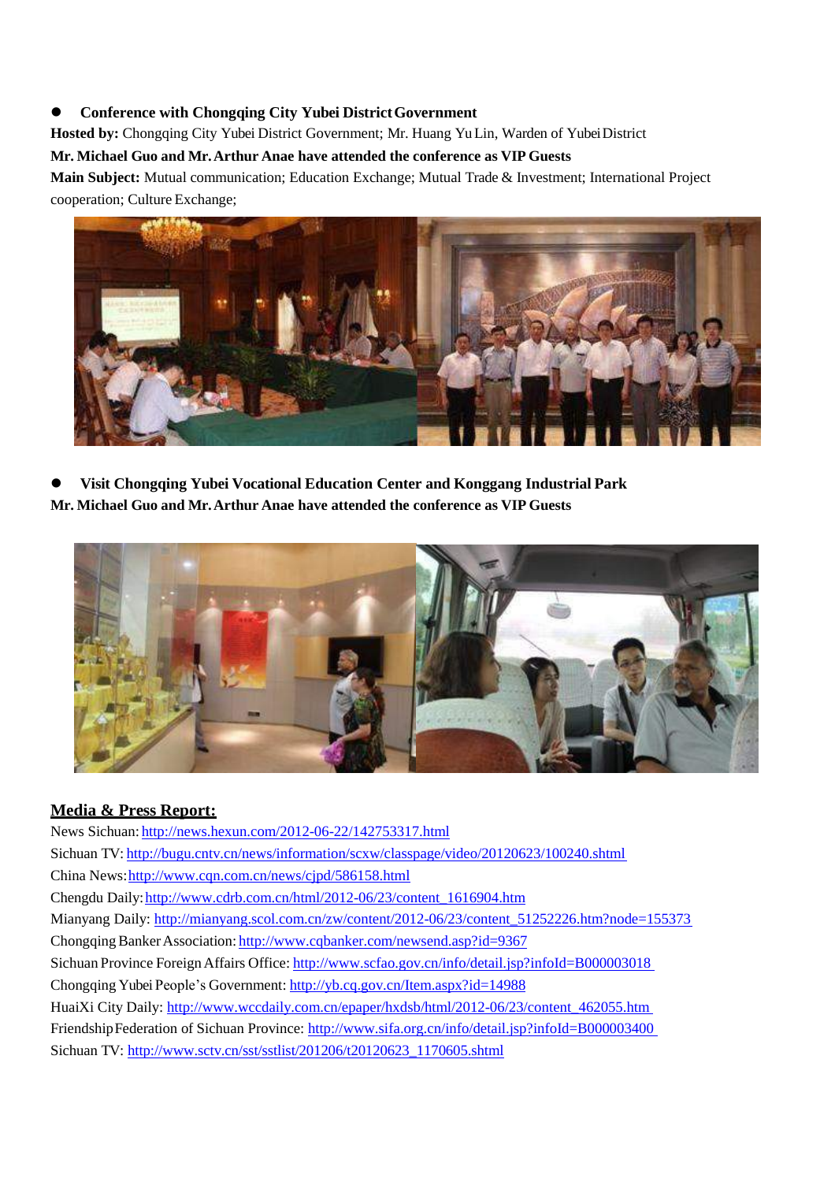- **Conference with Chongqing City Yubei District Government**

**Hosted by:** Chongqing City Yubei District Government; Mr. Huang Yu Lin, Warden of Yubei District

**Mr. Michael Guo and Mr. Arthur Anae have attended the conference as VIP Guests**

**Main Subject:** Mutual communication; Education Exchange; Mutual Trade & Investment; International Project cooperation; Culture Exchange;

- **Visit Chongqing Yubei Vocational Education Center and Konggang Industrial Park**

**Mr. Michael Guo and Mr. Arthur Anae have attended the conference as VIP Guests**

## Media & Press Report:

News Sichuan: http://news.hexun.com/2012-06-22/142753317.html

Sichuan TV: http://bugu.cntv.cn/news/information/scxw/classpage/video/20120623/100240.shtml

China News: http://www.cqn.com.cn/news/cjpd/586158.html

Chengdu Daily: http://www.cdrb.com.cn/html/2012-06/23/content_1616904.htm

Mianyang Daily: http://mianyang.scol.com.cn/zw/content/2012-06/23/content_51252226.htm?node=155373

Chongqing Banker Association: http://www.cqbanker.com/newsend.asp?id=9367

Sichuan Province Foreign Affairs Office: http://www.scfao.gov.cn/info/detail.jsp?infoId=B000003018

Chongqing Yubei People's Government: http://yb.cq.gov.cn/Item.aspx?id=14988

HuaiXi City Daily: http://www.wccdaily.com.cn/epaper/hxdsb/html/2012-06/23/content_462055.htm

Friendship Federation of Sichuan Province: http://www.sifa.org.cn/info/detail.jsp?infoId=B000003400

Sichuan TV: http://www.sctv.cn/sst/sstlist/201206/t20120623_1170605.shtml